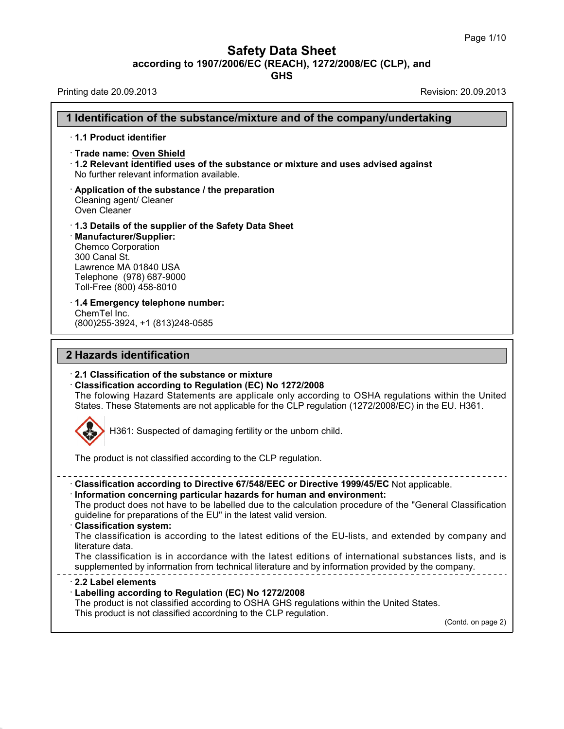# Safety Data Sheet
## according to 1907/2006/EC (REACH), 1272/2008/EC (CLP), and GHS

Printing date 20.09.2013 | Revision: 20.09.2013

## 1 Identification of the substance/mixture and of the company/undertaking

· **1.1 Product identifier**

· **Trade name: Oven Shield**

· **1.2 Relevant identified uses of the substance or mixture and uses advised against**
No further relevant information available.

· **Application of the substance / the preparation**
Cleaning agent/ Cleaner
Oven Cleaner

· **1.3 Details of the supplier of the Safety Data Sheet**

· **Manufacturer/Supplier:**
Chemco Corporation
300 Canal St.
Lawrence MA 01840 USA
Telephone (978) 687-9000
Toll-Free (800) 458-8010

· **1.4 Emergency telephone number:**
ChemTel Inc.
(800)255-3924, +1 (813)248-0585

## 2 Hazards identification

· **2.1 Classification of the substance or mixture**

· **Classification according to Regulation (EC) No 1272/2008**
The folowing Hazard Statements are applicale only according to OSHA regulations within the United States. These Statements are not applicable for the CLP regulation (1272/2008/EC) in the EU. H361.

H361: Suspected of damaging fertility or the unborn child.

The product is not classified according to the CLP regulation.

· **Classification according to Directive 67/548/EEC or Directive 1999/45/EC** Not applicable.

· **Information concerning particular hazards for human and environment:**
The product does not have to be labelled due to the calculation procedure of the "General Classification guideline for preparations of the EU" in the latest valid version.

· **Classification system:**
The classification is according to the latest editions of the EU-lists, and extended by company and literature data.
The classification is in accordance with the latest editions of international substances lists, and is supplemented by information from technical literature and by information provided by the company.

· **2.2 Label elements**

· **Labelling according to Regulation (EC) No 1272/2008**
The product is not classified according to OSHA GHS regulations within the United States.
This product is not classified accordning to the CLP regulation.

(Contd. on page 2)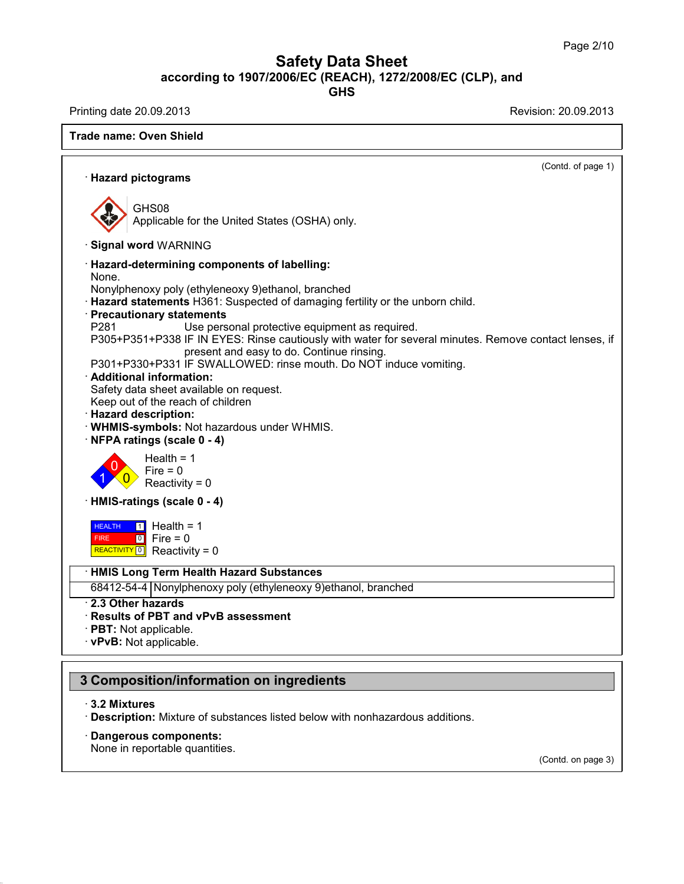**Trade name: Oven Shield**

(Contd. of page 1)

· **Hazard pictograms**

GHS08
Applicable for the United States (OSHA) only.

· **Signal word** WARNING

· **Hazard-determining components of labelling:**
None.
Nonylphenoxy poly (ethyleneoxy 9)ethanol, branched

· **Hazard statements** H361: Suspected of damaging fertility or the unborn child.

· **Precautionary statements**

P281 Use personal protective equipment as required.
P305+P351+P338 IF IN EYES: Rinse cautiously with water for several minutes. Remove contact lenses, if present and easy to do. Continue rinsing.
P301+P330+P331 IF SWALLOWED: rinse mouth. Do NOT induce vomiting.

· **Additional information:**
Safety data sheet available on request.
Keep out of the reach of children

· **Hazard description:**

· **WHMIS-symbols:** Not hazardous under WHMIS.

· **NFPA ratings (scale 0 - 4)**

Health = 1
Fire = 0
Reactivity = 0

· **HMIS-ratings (scale 0 - 4)**

| | | |
|---|---|---|
| HEALTH | 1 | Health = 1 |
| FIRE | 0 | Fire = 0 |
| REACTIVITY | 0 | Reactivity = 0 |

| · **HMIS Long Term Health Hazard Substances** | |
|---|---|
| 68412-54-4 | Nonylphenoxy poly (ethyleneoxy 9)ethanol, branched |

· **2.3 Other hazards**

· **Results of PBT and vPvB assessment**

· **PBT:** Not applicable.

· **vPvB:** Not applicable.

## 3 Composition/information on ingredients

· **3.2 Mixtures**

· **Description:** Mixture of substances listed below with nonhazardous additions.

· **Dangerous components:**
None in reportable quantities.

(Contd. on page 3)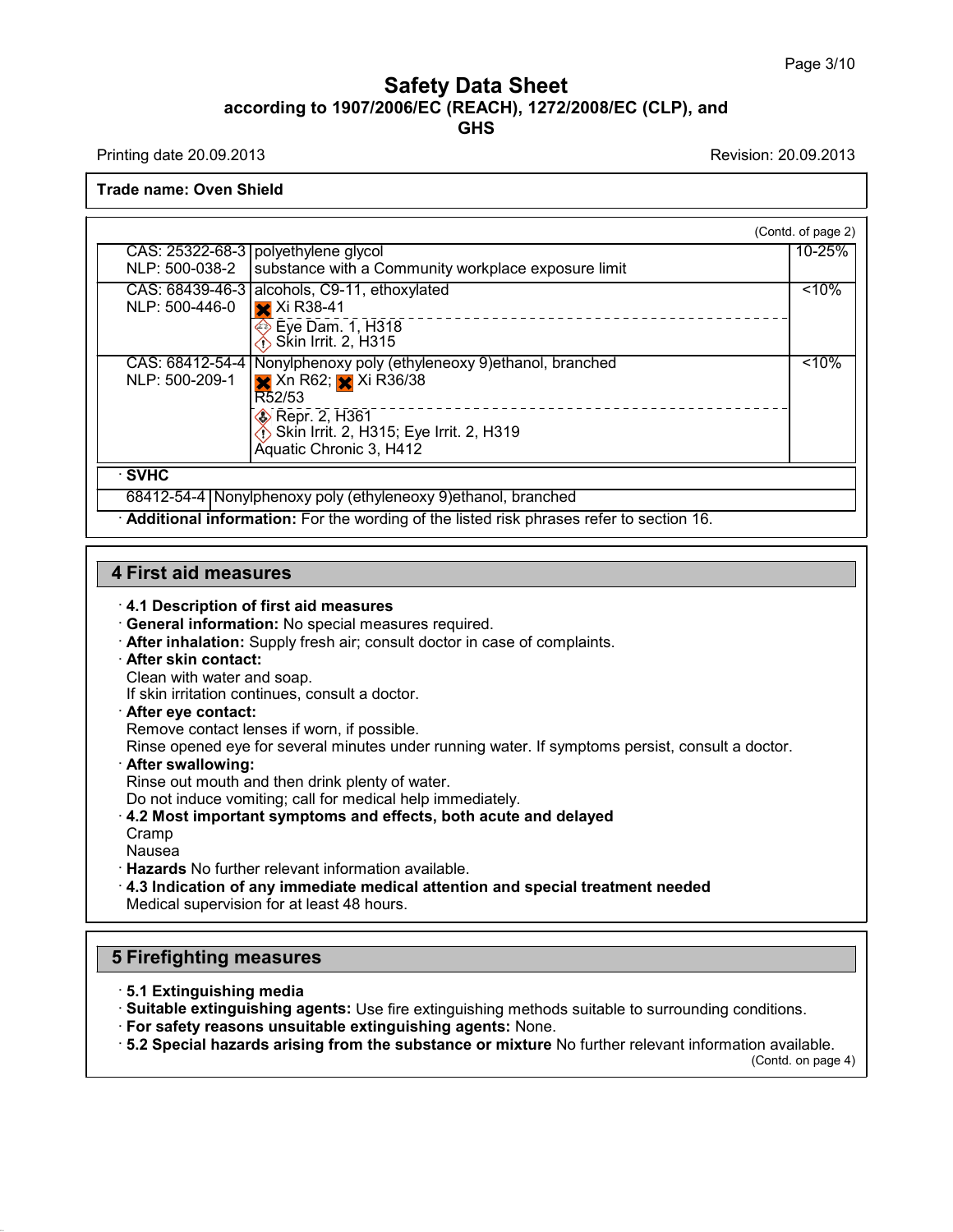**Trade name: Oven Shield**

(Contd. of page 2)

| | | |
|---|---|---|
| CAS: 25322-68-3<br>NLP: 500-038-2 | polyethylene glycol<br>substance with a Community workplace exposure limit | 10-25% |
| CAS: 68439-46-3<br>NLP: 500-446-0 | alcohols, C9-11, ethoxylated<br>Xi R38-41<br>Eye Dam. 1, H318<br>Skin Irrit. 2, H315 | <10% |
| CAS: 68412-54-4<br>NLP: 500-209-1 | Nonylphenoxy poly (ethyleneoxy 9)ethanol, branched<br>Xn R62; Xi R36/38<br>R52/53<br>Repr. 2, H361<br>Skin Irrit. 2, H315; Eye Irrit. 2, H319<br>Aquatic Chronic 3, H412 | <10% |

· **SVHC**

| | |
|---|---|
| 68412-54-4 | Nonylphenoxy poly (ethyleneoxy 9)ethanol, branched |

· **Additional information:** For the wording of the listed risk phrases refer to section 16.

## 4 First aid measures

· **4.1 Description of first aid measures**
· **General information:** No special measures required.
· **After inhalation:** Supply fresh air; consult doctor in case of complaints.
· **After skin contact:**
Clean with water and soap.
If skin irritation continues, consult a doctor.
· **After eye contact:**
Remove contact lenses if worn, if possible.
Rinse opened eye for several minutes under running water. If symptoms persist, consult a doctor.
· **After swallowing:**
Rinse out mouth and then drink plenty of water.
Do not induce vomiting; call for medical help immediately.
· **4.2 Most important symptoms and effects, both acute and delayed**
Cramp
Nausea
· **Hazards** No further relevant information available.
· **4.3 Indication of any immediate medical attention and special treatment needed**
Medical supervision for at least 48 hours.

## 5 Firefighting measures

· **5.1 Extinguishing media**
· **Suitable extinguishing agents:** Use fire extinguishing methods suitable to surrounding conditions.
· **For safety reasons unsuitable extinguishing agents:** None.
· **5.2 Special hazards arising from the substance or mixture** No further relevant information available.

(Contd. on page 4)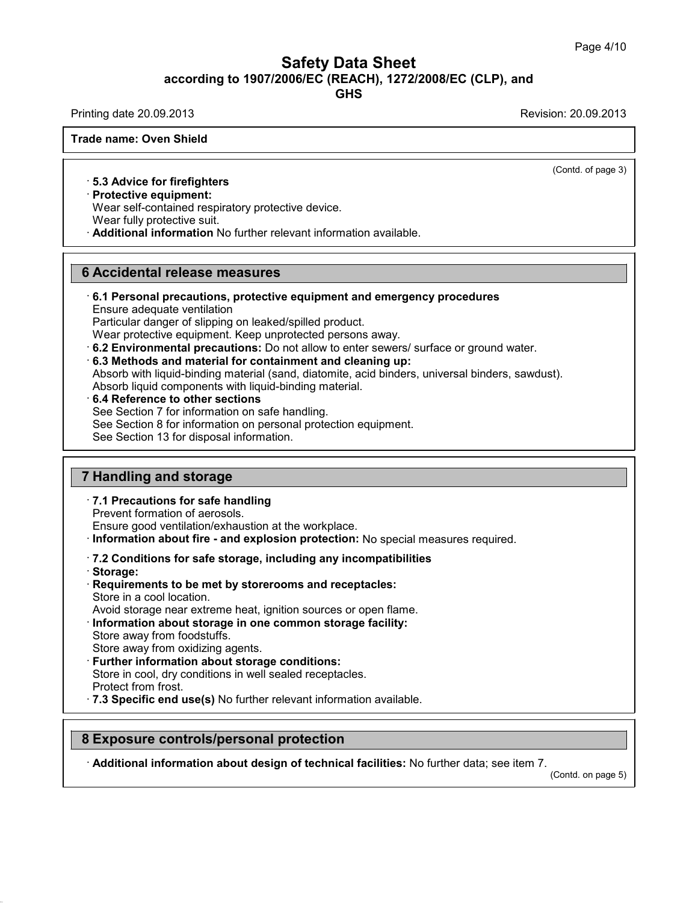(Contd. of page 3)

· **5.3 Advice for firefighters**
· **Protective equipment:**
Wear self-contained respiratory protective device.
Wear fully protective suit.
· **Additional information** No further relevant information available.

## 6 Accidental release measures

· **6.1 Personal precautions, protective equipment and emergency procedures**
Ensure adequate ventilation
Particular danger of slipping on leaked/spilled product.
Wear protective equipment. Keep unprotected persons away.
· **6.2 Environmental precautions:** Do not allow to enter sewers/ surface or ground water.
· **6.3 Methods and material for containment and cleaning up:**
Absorb with liquid-binding material (sand, diatomite, acid binders, universal binders, sawdust).
Absorb liquid components with liquid-binding material.
· **6.4 Reference to other sections**
See Section 7 for information on safe handling.
See Section 8 for information on personal protection equipment.
See Section 13 for disposal information.

## 7 Handling and storage

· **7.1 Precautions for safe handling**
Prevent formation of aerosols.
Ensure good ventilation/exhaustion at the workplace.
· **Information about fire - and explosion protection:** No special measures required.

· **7.2 Conditions for safe storage, including any incompatibilities**
· **Storage:**
· **Requirements to be met by storerooms and receptacles:**
Store in a cool location.
Avoid storage near extreme heat, ignition sources or open flame.
· **Information about storage in one common storage facility:**
Store away from foodstuffs.
Store away from oxidizing agents.
· **Further information about storage conditions:**
Store in cool, dry conditions in well sealed receptacles.
Protect from frost.
· **7.3 Specific end use(s)** No further relevant information available.

## 8 Exposure controls/personal protection

· **Additional information about design of technical facilities:** No further data; see item 7.

(Contd. on page 5)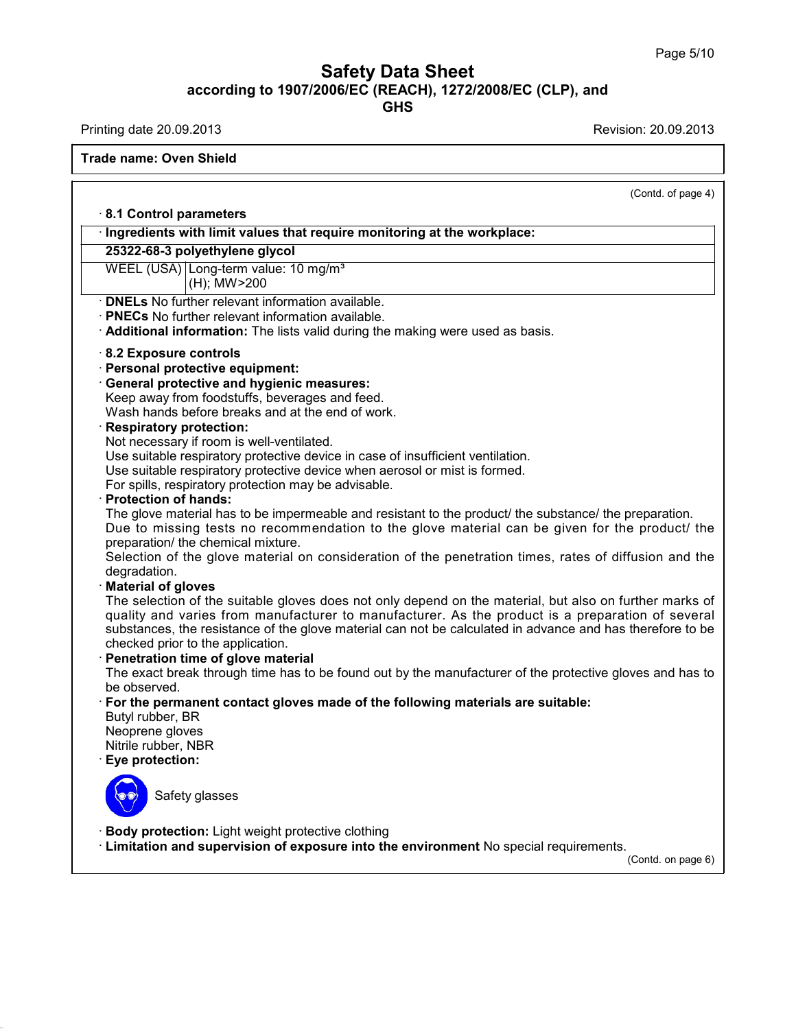Trade name: Oven Shield

(Contd. of page 4)

· **8.1 Control parameters**

| · Ingredients with limit values that require monitoring at the workplace: | |
|---|---|
| **25322-68-3 polyethylene glycol** | |
| WEEL (USA) | Long-term value: 10 mg/m³ (H); MW>200 |

· **DNELs** No further relevant information available.
· **PNECs** No further relevant information available.
· **Additional information:** The lists valid during the making were used as basis.

· **8.2 Exposure controls**
· **Personal protective equipment:**
· **General protective and hygienic measures:**
Keep away from foodstuffs, beverages and feed.
Wash hands before breaks and at the end of work.
· **Respiratory protection:**
Not necessary if room is well-ventilated.
Use suitable respiratory protective device in case of insufficient ventilation.
Use suitable respiratory protective device when aerosol or mist is formed.
For spills, respiratory protection may be advisable.
· **Protection of hands:**
The glove material has to be impermeable and resistant to the product/ the substance/ the preparation.
Due to missing tests no recommendation to the glove material can be given for the product/ the preparation/ the chemical mixture.
Selection of the glove material on consideration of the penetration times, rates of diffusion and the degradation.
· **Material of gloves**
The selection of the suitable gloves does not only depend on the material, but also on further marks of quality and varies from manufacturer to manufacturer. As the product is a preparation of several substances, the resistance of the glove material can not be calculated in advance and has therefore to be checked prior to the application.
· **Penetration time of glove material**
The exact break through time has to be found out by the manufacturer of the protective gloves and has to be observed.
· **For the permanent contact gloves made of the following materials are suitable:**
Butyl rubber, BR
Neoprene gloves
Nitrile rubber, NBR
· **Eye protection:**

Safety glasses

· **Body protection:** Light weight protective clothing
· **Limitation and supervision of exposure into the environment** No special requirements.

(Contd. on page 6)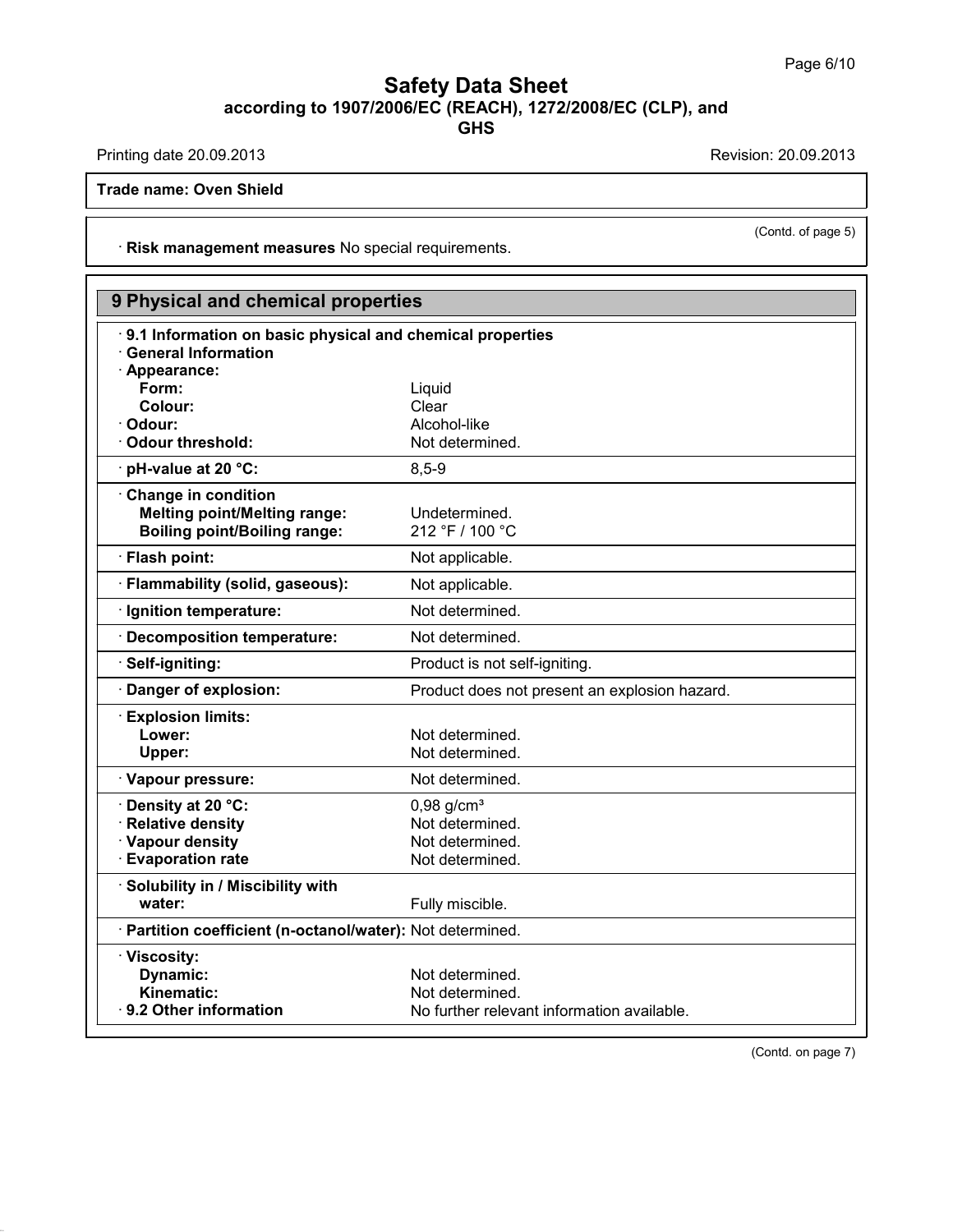**Trade name: Oven Shield**

(Contd. of page 5)

· **Risk management measures** No special requirements.

## 9 Physical and chemical properties

· **9.1 Information on basic physical and chemical properties**

· **General Information**

| | |
|---|---|
| · **Appearance:** | |
| **Form:** | Liquid |
| **Colour:** | Clear |
| · **Odour:** | Alcohol-like |
| · **Odour threshold:** | Not determined. |
| · **pH-value at 20 °C:** | 8,5-9 |
| · **Change in condition** | |
| **Melting point/Melting range:** | Undetermined. |
| **Boiling point/Boiling range:** | 212 °F / 100 °C |
| · **Flash point:** | Not applicable. |
| · **Flammability (solid, gaseous):** | Not applicable. |
| · **Ignition temperature:** | Not determined. |
| · **Decomposition temperature:** | Not determined. |
| · **Self-igniting:** | Product is not self-igniting. |
| · **Danger of explosion:** | Product does not present an explosion hazard. |
| · **Explosion limits:** | |
| **Lower:** | Not determined. |
| **Upper:** | Not determined. |
| · **Vapour pressure:** | Not determined. |
| · **Density at 20 °C:** | 0,98 g/cm³ |
| · **Relative density** | Not determined. |
| · **Vapour density** | Not determined. |
| · **Evaporation rate** | Not determined. |
| · **Solubility in / Miscibility with** | |
| **water:** | Fully miscible. |
| · **Partition coefficient (n-octanol/water):** | Not determined. |
| · **Viscosity:** | |
| **Dynamic:** | Not determined. |
| **Kinematic:** | Not determined. |
| · **9.2 Other information** | No further relevant information available. |

(Contd. on page 7)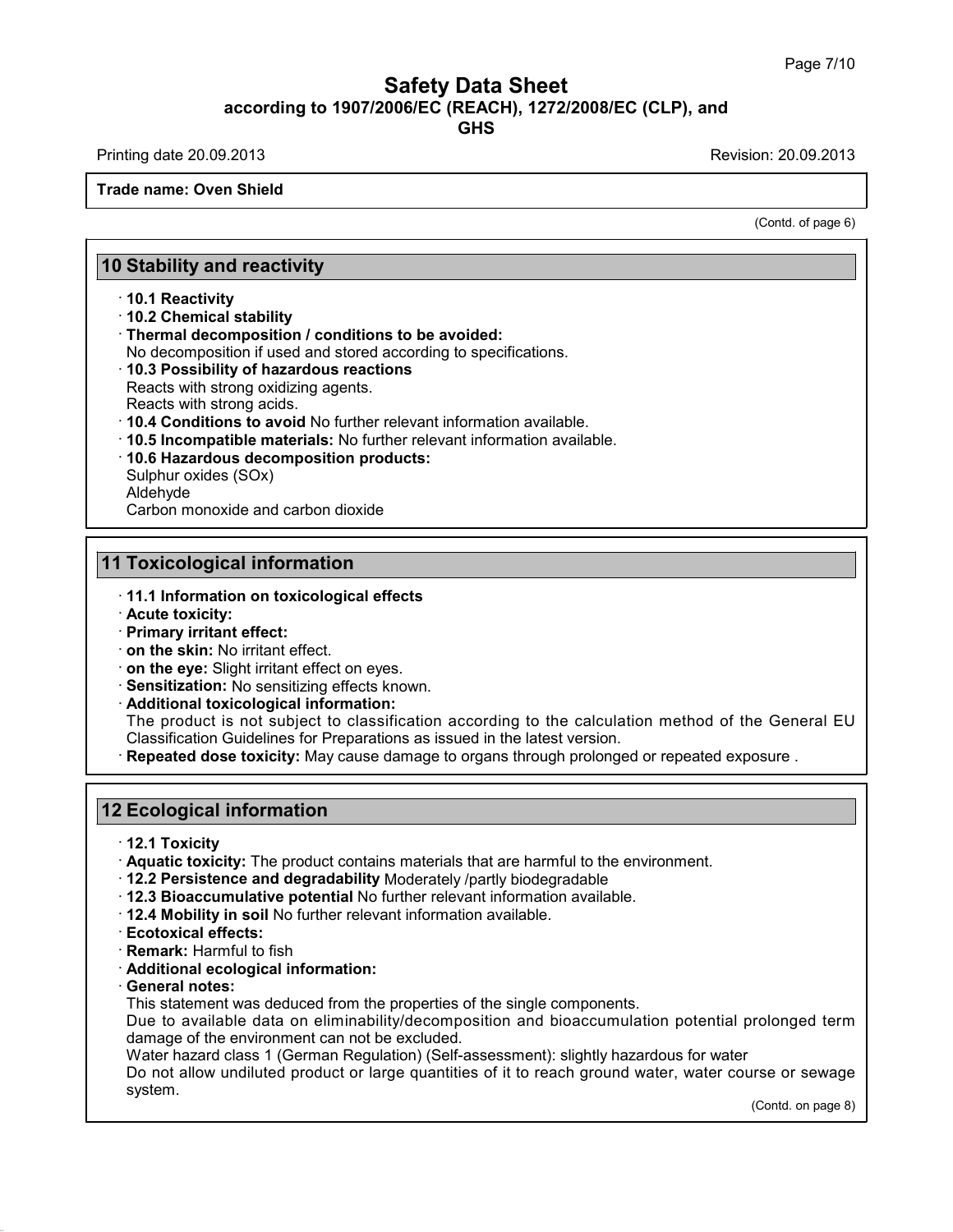# Safety Data Sheet

**according to 1907/2006/EC (REACH), 1272/2008/EC (CLP), and GHS**

Printing date 20.09.2013 Revision: 20.09.2013

**Trade name: Oven Shield**

(Contd. of page 6)

## 10 Stability and reactivity

- **10.1 Reactivity**
- **10.2 Chemical stability**
- **Thermal decomposition / conditions to be avoided:**
  No decomposition if used and stored according to specifications.
- **10.3 Possibility of hazardous reactions**
  Reacts with strong oxidizing agents.
  Reacts with strong acids.
- **10.4 Conditions to avoid** No further relevant information available.
- **10.5 Incompatible materials:** No further relevant information available.
- **10.6 Hazardous decomposition products:**
  Sulphur oxides (SOx)
  Aldehyde
  Carbon monoxide and carbon dioxide

## 11 Toxicological information

- **11.1 Information on toxicological effects**
- **Acute toxicity:**
- **Primary irritant effect:**
- **on the skin:** No irritant effect.
- **on the eye:** Slight irritant effect on eyes.
- **Sensitization:** No sensitizing effects known.
- **Additional toxicological information:**
  The product is not subject to classification according to the calculation method of the General EU Classification Guidelines for Preparations as issued in the latest version.
- **Repeated dose toxicity:** May cause damage to organs through prolonged or repeated exposure .

## 12 Ecological information

- **12.1 Toxicity**
- **Aquatic toxicity:** The product contains materials that are harmful to the environment.
- **12.2 Persistence and degradability** Moderately /partly biodegradable
- **12.3 Bioaccumulative potential** No further relevant information available.
- **12.4 Mobility in soil** No further relevant information available.
- **Ecotoxical effects:**
- **Remark:** Harmful to fish
- **Additional ecological information:**
- **General notes:**
  This statement was deduced from the properties of the single components.
  Due to available data on eliminability/decomposition and bioaccumulation potential prolonged term damage of the environment can not be excluded.
  Water hazard class 1 (German Regulation) (Self-assessment): slightly hazardous for water
  Do not allow undiluted product or large quantities of it to reach ground water, water course or sewage system.

(Contd. on page 8)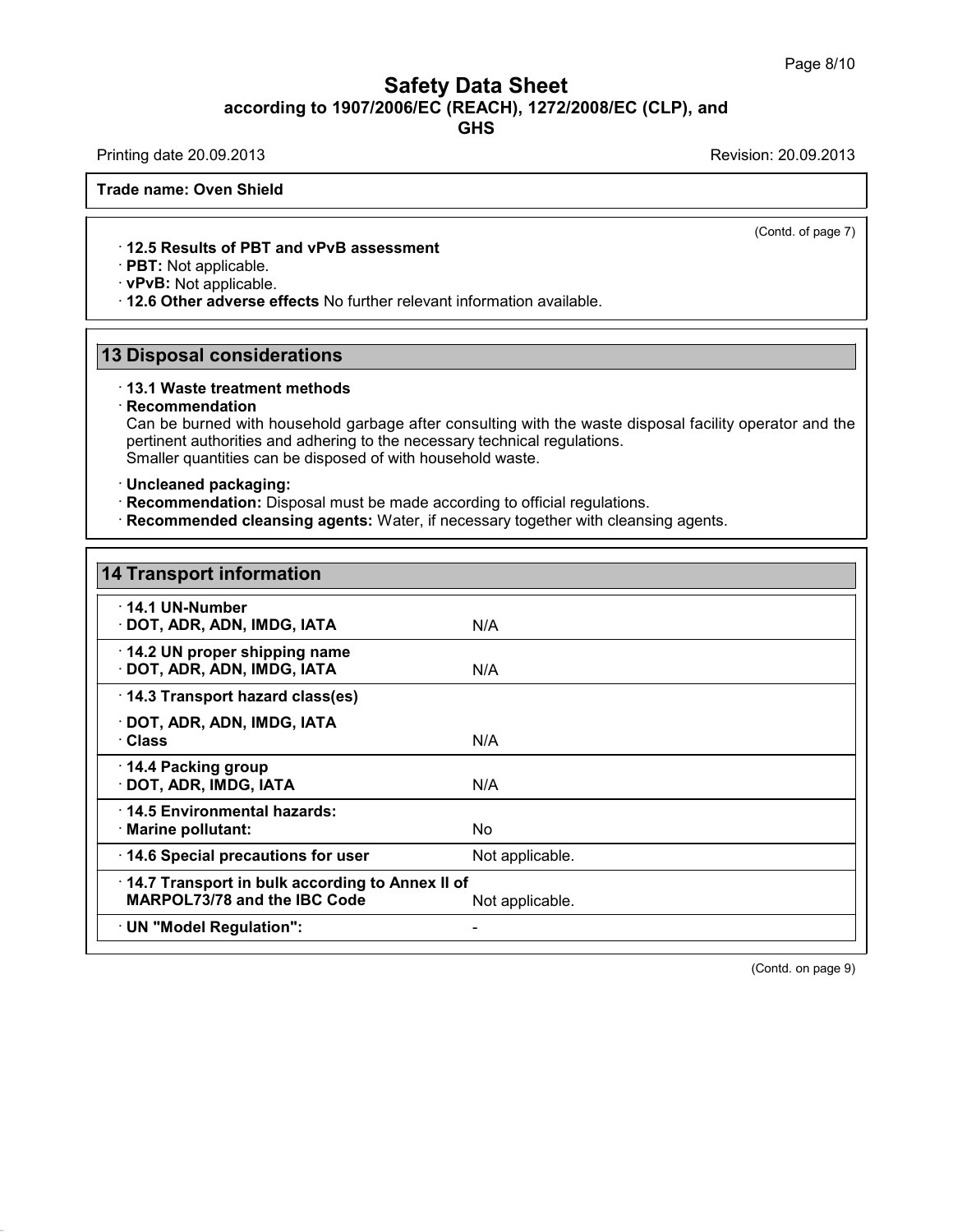(Contd. of page 7)

· **12.5 Results of PBT and vPvB assessment**
· **PBT:** Not applicable.
· **vPvB:** Not applicable.
· **12.6 Other adverse effects** No further relevant information available.

## 13 Disposal considerations

· **13.1 Waste treatment methods**
· **Recommendation**
Can be burned with household garbage after consulting with the waste disposal facility operator and the pertinent authorities and adhering to the necessary technical regulations.
Smaller quantities can be disposed of with household waste.

· **Uncleaned packaging:**
· **Recommendation:** Disposal must be made according to official regulations.
· **Recommended cleansing agents:** Water, if necessary together with cleansing agents.

## 14 Transport information

| | |
|---|---|
| · **14.1 UN-Number**<br>· **DOT, ADR, ADN, IMDG, IATA** | N/A |
| · **14.2 UN proper shipping name**<br>· **DOT, ADR, ADN, IMDG, IATA** | N/A |
| · **14.3 Transport hazard class(es)**<br>· **DOT, ADR, ADN, IMDG, IATA**<br>· **Class** | N/A |
| · **14.4 Packing group**<br>· **DOT, ADR, IMDG, IATA** | N/A |
| · **14.5 Environmental hazards:**<br>· **Marine pollutant:** | No |
| · **14.6 Special precautions for user** | Not applicable. |
| · **14.7 Transport in bulk according to Annex II of MARPOL73/78 and the IBC Code** | Not applicable. |
| · **UN "Model Regulation":** | - |

(Contd. on page 9)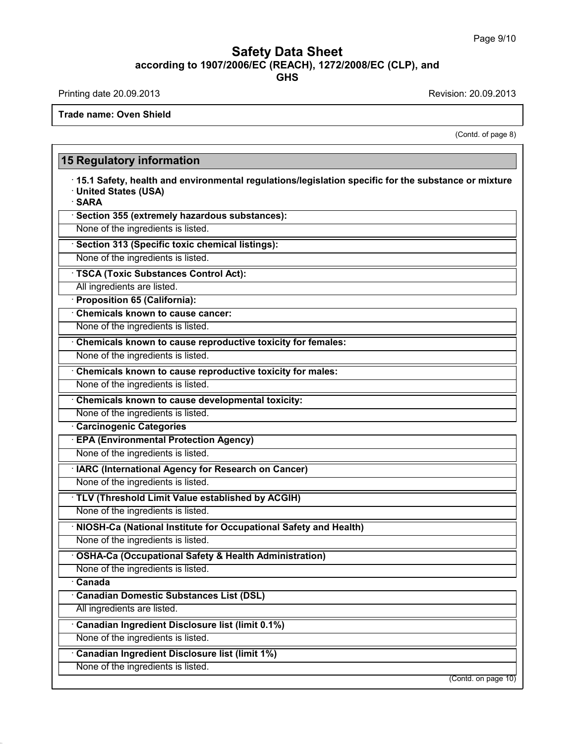# Safety Data Sheet
**according to 1907/2006/EC (REACH), 1272/2008/EC (CLP), and GHS**

Printing date 20.09.2013 Revision: 20.09.2013

**Trade name: Oven Shield**

(Contd. of page 8)

## 15 Regulatory information

· **15.1 Safety, health and environmental regulations/legislation specific for the substance or mixture**
· **United States (USA)**
· **SARA**

· **Section 355 (extremely hazardous substances):**
None of the ingredients is listed.

· **Section 313 (Specific toxic chemical listings):**
None of the ingredients is listed.

· **TSCA (Toxic Substances Control Act):**
All ingredients are listed.

· **Proposition 65 (California):**

· **Chemicals known to cause cancer:**
None of the ingredients is listed.

· **Chemicals known to cause reproductive toxicity for females:**
None of the ingredients is listed.

· **Chemicals known to cause reproductive toxicity for males:**
None of the ingredients is listed.

· **Chemicals known to cause developmental toxicity:**
None of the ingredients is listed.

· **Carcinogenic Categories**

· **EPA (Environmental Protection Agency)**
None of the ingredients is listed.

· **IARC (International Agency for Research on Cancer)**
None of the ingredients is listed.

· **TLV (Threshold Limit Value established by ACGIH)**
None of the ingredients is listed.

· **NIOSH-Ca (National Institute for Occupational Safety and Health)**
None of the ingredients is listed.

· **OSHA-Ca (Occupational Safety & Health Administration)**
None of the ingredients is listed.

· **Canada**

· **Canadian Domestic Substances List (DSL)**
All ingredients are listed.

· **Canadian Ingredient Disclosure list (limit 0.1%)**
None of the ingredients is listed.

· **Canadian Ingredient Disclosure list (limit 1%)**
None of the ingredients is listed.

(Contd. on page 10)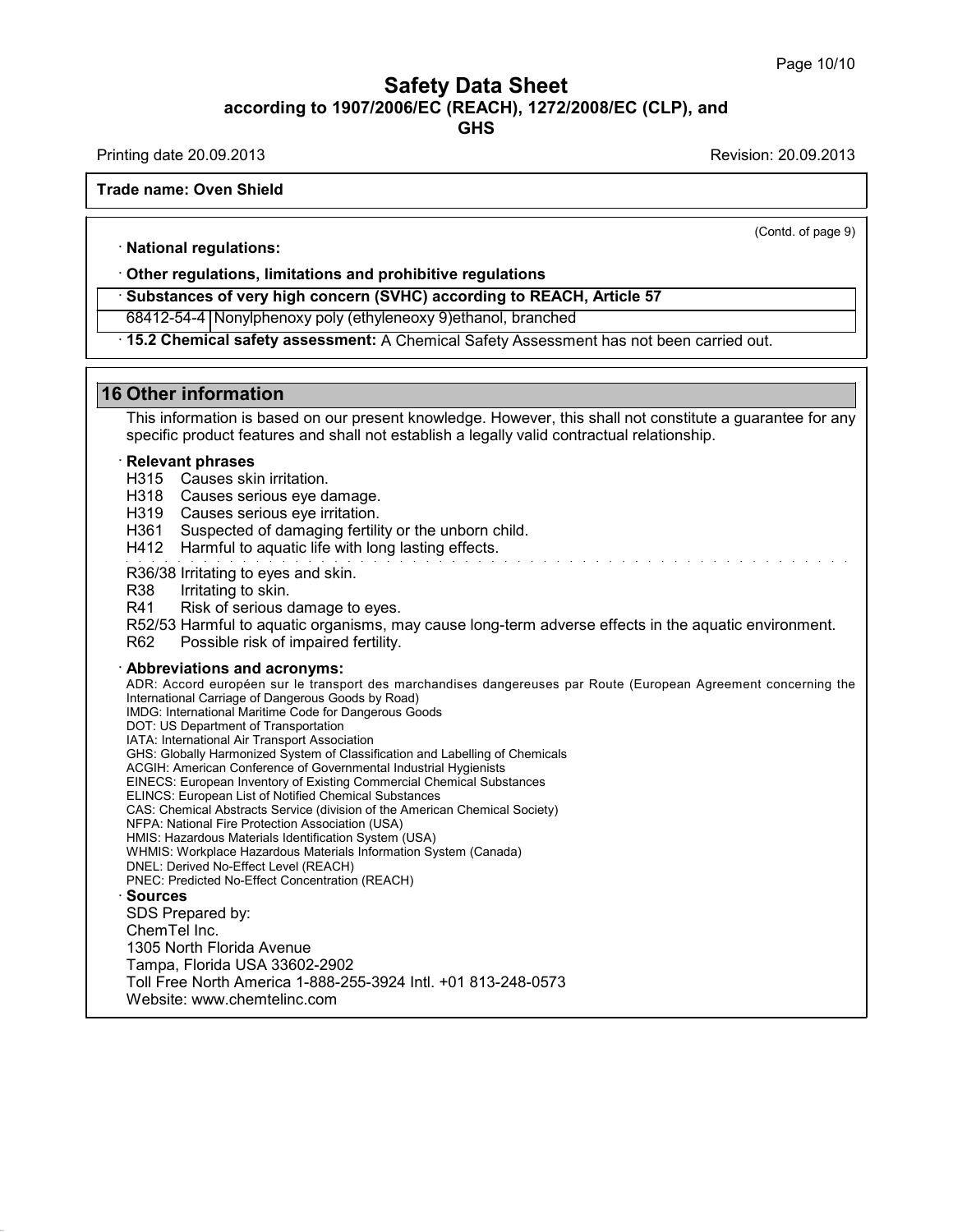(Contd. of page 9)

· **National regulations:**

· **Other regulations, limitations and prohibitive regulations**

| · Substances of very high concern (SVHC) according to REACH, Article 57 | |
|---|---|
| 68412-54-4 | Nonylphenoxy poly (ethyleneoxy 9)ethanol, branched |

· **15.2 Chemical safety assessment:** A Chemical Safety Assessment has not been carried out.

## 16 Other information

This information is based on our present knowledge. However, this shall not constitute a guarantee for any specific product features and shall not establish a legally valid contractual relationship.

· **Relevant phrases**

H315 Causes skin irritation.
H318 Causes serious eye damage.
H319 Causes serious eye irritation.
H361 Suspected of damaging fertility or the unborn child.
H412 Harmful to aquatic life with long lasting effects.

R36/38 Irritating to eyes and skin.
R38 Irritating to skin.
R41 Risk of serious damage to eyes.
R52/53 Harmful to aquatic organisms, may cause long-term adverse effects in the aquatic environment.
R62 Possible risk of impaired fertility.

· **Abbreviations and acronyms:**

ADR: Accord européen sur le transport des marchandises dangereuses par Route (European Agreement concerning the International Carriage of Dangerous Goods by Road)
IMDG: International Maritime Code for Dangerous Goods
DOT: US Department of Transportation
IATA: International Air Transport Association
GHS: Globally Harmonized System of Classification and Labelling of Chemicals
ACGIH: American Conference of Governmental Industrial Hygienists
EINECS: European Inventory of Existing Commercial Chemical Substances
ELINCS: European List of Notified Chemical Substances
CAS: Chemical Abstracts Service (division of the American Chemical Society)
NFPA: National Fire Protection Association (USA)
HMIS: Hazardous Materials Identification System (USA)
WHMIS: Workplace Hazardous Materials Information System (Canada)
DNEL: Derived No-Effect Level (REACH)
PNEC: Predicted No-Effect Concentration (REACH)

· **Sources**

SDS Prepared by:
ChemTel Inc.
1305 North Florida Avenue
Tampa, Florida USA 33602-2902
Toll Free North America 1-888-255-3924 Intl. +01 813-248-0573
Website: www.chemtelinc.com